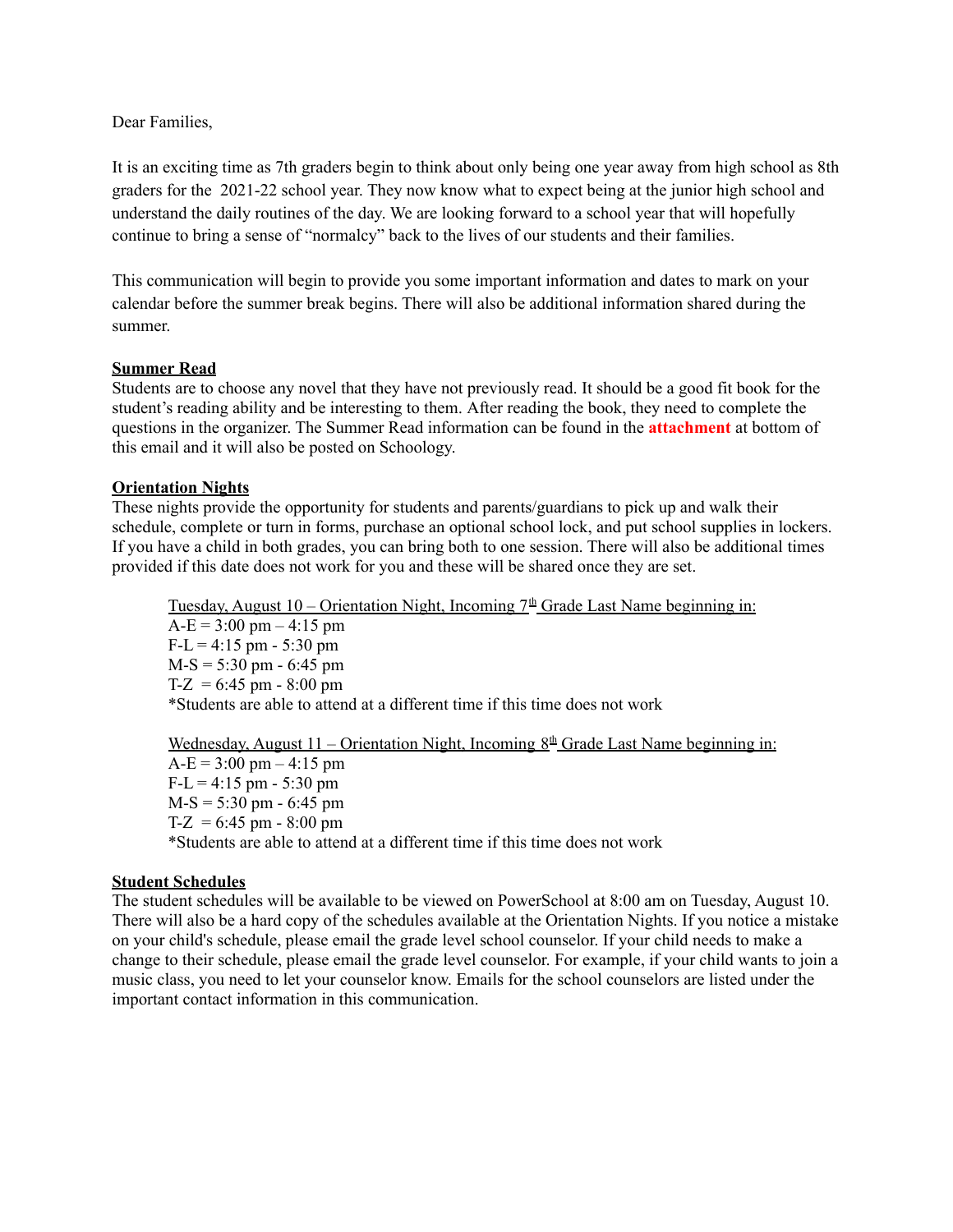Dear Families,

It is an exciting time as 7th graders begin to think about only being one year away from high school as 8th graders for the 2021-22 school year. They now know what to expect being at the junior high school and understand the daily routines of the day. We are looking forward to a school year that will hopefully continue to bring a sense of "normalcy" back to the lives of our students and their families.

This communication will begin to provide you some important information and dates to mark on your calendar before the summer break begins. There will also be additional information shared during the summer.

**Summer Read**

Students are to choose any novel that they have not previously read. It should be a good fit book for the student's reading ability and be interesting to them. After reading the book, they need to complete the questions in the organizer. The Summer Read information can be found in the **attachment** at bottom of this email and it will also be posted on Schoology.

**Orientation Nights**

These nights provide the opportunity for students and parents/guardians to pick up and walk their schedule, complete or turn in forms, purchase an optional school lock, and put school supplies in lockers. If you have a child in both grades, you can bring both to one session. There will also be additional times provided if this date does not work for you and these will be shared once they are set.

Tuesday, August 10 – Orientation Night, Incoming 7th Grade Last Name beginning in:
A-E = 3:00 pm – 4:15 pm
F-L = 4:15 pm - 5:30 pm
M-S = 5:30 pm - 6:45 pm
T-Z = 6:45 pm - 8:00 pm
*Students are able to attend at a different time if this time does not work

Wednesday, August 11 – Orientation Night, Incoming 8th Grade Last Name beginning in:
A-E = 3:00 pm – 4:15 pm
F-L = 4:15 pm - 5:30 pm
M-S = 5:30 pm - 6:45 pm
T-Z = 6:45 pm - 8:00 pm
*Students are able to attend at a different time if this time does not work

**Student Schedules**

The student schedules will be available to be viewed on PowerSchool at 8:00 am on Tuesday, August 10. There will also be a hard copy of the schedules available at the Orientation Nights. If you notice a mistake on your child's schedule, please email the grade level school counselor. If your child needs to make a change to their schedule, please email the grade level counselor. For example, if your child wants to join a music class, you need to let your counselor know. Emails for the school counselors are listed under the important contact information in this communication.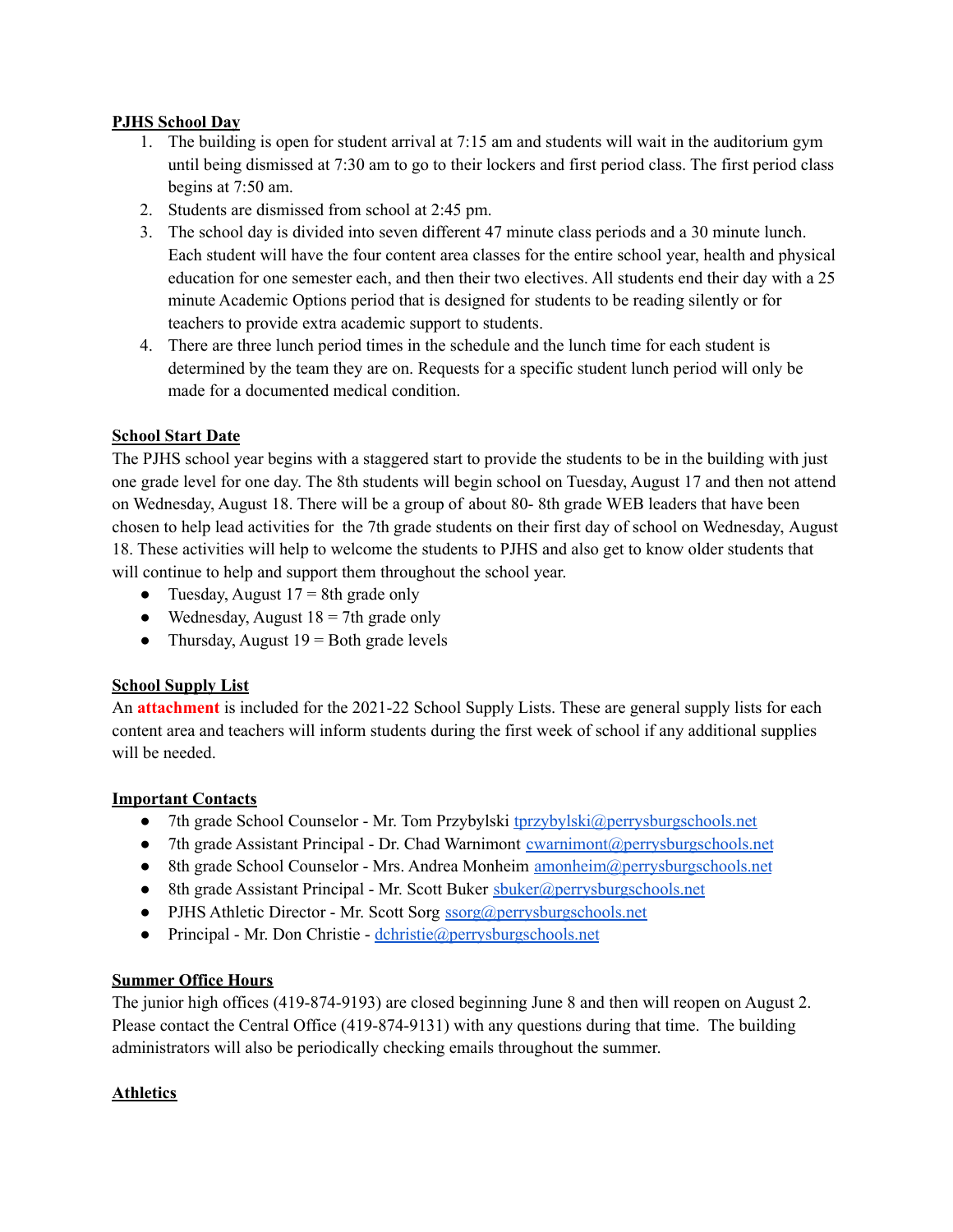**PJHS School Day**

1. The building is open for student arrival at 7:15 am and students will wait in the auditorium gym until being dismissed at 7:30 am to go to their lockers and first period class. The first period class begins at 7:50 am.
2. Students are dismissed from school at 2:45 pm.
3. The school day is divided into seven different 47 minute class periods and a 30 minute lunch. Each student will have the four content area classes for the entire school year, health and physical education for one semester each, and then their two electives. All students end their day with a 25 minute Academic Options period that is designed for students to be reading silently or for teachers to provide extra academic support to students.
4. There are three lunch period times in the schedule and the lunch time for each student is determined by the team they are on. Requests for a specific student lunch period will only be made for a documented medical condition.

**School Start Date**

The PJHS school year begins with a staggered start to provide the students to be in the building with just one grade level for one day. The 8th students will begin school on Tuesday, August 17 and then not attend on Wednesday, August 18. There will be a group of about 80- 8th grade WEB leaders that have been chosen to help lead activities for the 7th grade students on their first day of school on Wednesday, August 18. These activities will help to welcome the students to PJHS and also get to know older students that will continue to help and support them throughout the school year.

- Tuesday, August 17 = 8th grade only
- Wednesday, August 18 = 7th grade only
- Thursday, August 19 = Both grade levels

**School Supply List**

An **attachment** is included for the 2021-22 School Supply Lists. These are general supply lists for each content area and teachers will inform students during the first week of school if any additional supplies will be needed.

**Important Contacts**

- 7th grade School Counselor - Mr. Tom Przybylski tprzybylski@perrysburgschools.net
- 7th grade Assistant Principal - Dr. Chad Warnimont cwarnimont@perrysburgschools.net
- 8th grade School Counselor - Mrs. Andrea Monheim amonheim@perrysburgschools.net
- 8th grade Assistant Principal - Mr. Scott Buker sbuker@perrysburgschools.net
- PJHS Athletic Director - Mr. Scott Sorg ssorg@perrysburgschools.net
- Principal - Mr. Don Christie - dchristie@perrysburgschools.net

**Summer Office Hours**

The junior high offices (419-874-9193) are closed beginning June 8 and then will reopen on August 2. Please contact the Central Office (419-874-9131) with any questions during that time. The building administrators will also be periodically checking emails throughout the summer.

**Athletics**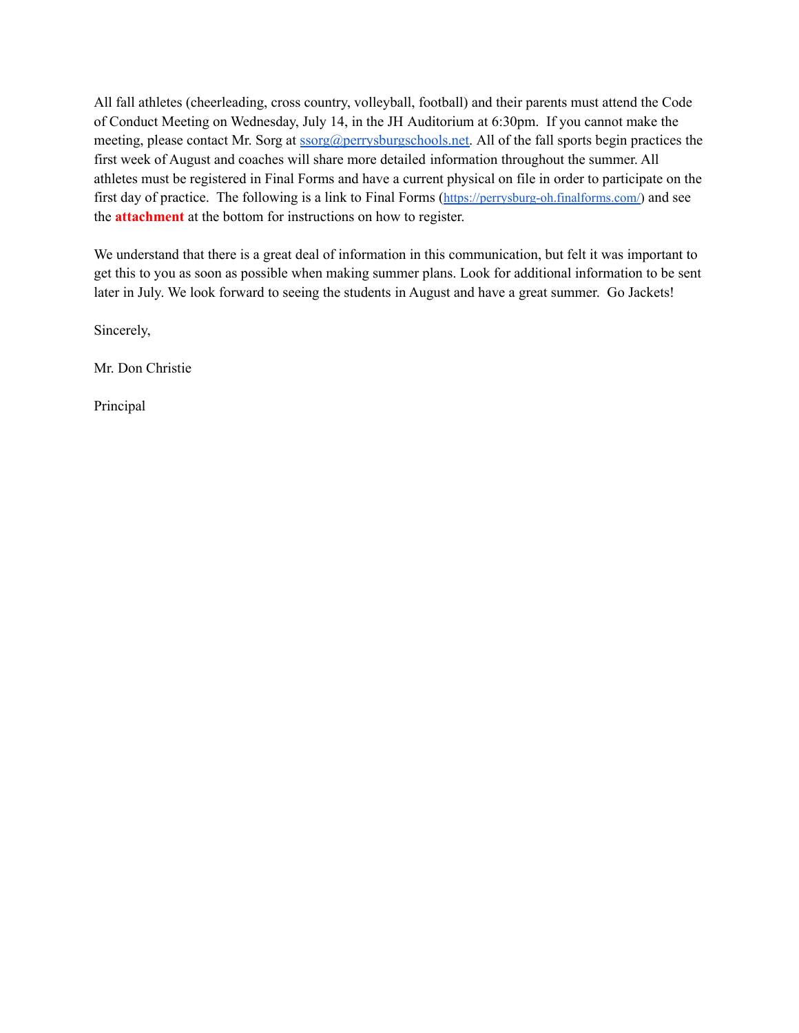All fall athletes (cheerleading, cross country, volleyball, football) and their parents must attend the Code of Conduct Meeting on Wednesday, July 14, in the JH Auditorium at 6:30pm. If you cannot make the meeting, please contact Mr. Sorg at [ssorg@perrysburgschools.net](mailto:ssorg@perrysburgschools.net). All of the fall sports begin practices the first week of August and coaches will share more detailed information throughout the summer. All athletes must be registered in Final Forms and have a current physical on file in order to participate on the first day of practice. The following is a link to Final Forms ([https://perrysburg-oh.finalforms.com/](https://perrysburg-oh.finalforms.com/)) and see the **attachment** at the bottom for instructions on how to register.

We understand that there is a great deal of information in this communication, but felt it was important to get this to you as soon as possible when making summer plans. Look for additional information to be sent later in July. We look forward to seeing the students in August and have a great summer. Go Jackets!

Sincerely,

Mr. Don Christie

Principal